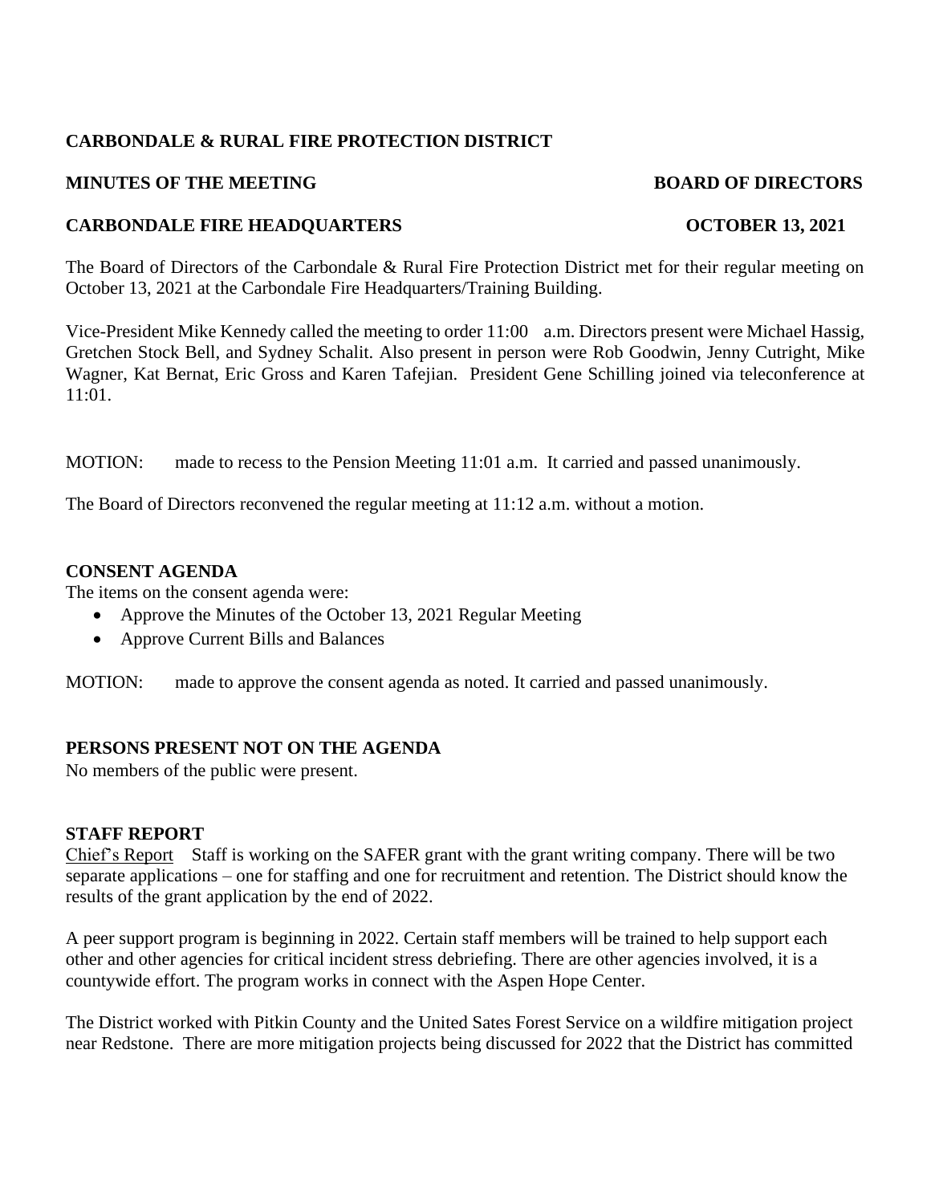**CARBONDALE & RURAL FIRE PROTECTION DISTRICT**

**MINUTES OF THE MEETING** **BOARD OF DIRECTORS**

**CARBONDALE FIRE HEADQUARTERS** **OCTOBER 13, 2021**

The Board of Directors of the Carbondale & Rural Fire Protection District met for their regular meeting on October 13, 2021 at the Carbondale Fire Headquarters/Training Building.

Vice-President Mike Kennedy called the meeting to order 11:00 a.m. Directors present were Michael Hassig, Gretchen Stock Bell, and Sydney Schalit. Also present in person were Rob Goodwin, Jenny Cutright, Mike Wagner, Kat Bernat, Eric Gross and Karen Tafejian. President Gene Schilling joined via teleconference at 11:01.

MOTION: made to recess to the Pension Meeting 11:01 a.m. It carried and passed unanimously.

The Board of Directors reconvened the regular meeting at 11:12 a.m. without a motion.

**CONSENT AGENDA**

The items on the consent agenda were:

- Approve the Minutes of the October 13, 2021 Regular Meeting
- Approve Current Bills and Balances

MOTION: made to approve the consent agenda as noted. It carried and passed unanimously.

**PERSONS PRESENT NOT ON THE AGENDA**

No members of the public were present.

**STAFF REPORT**

Chief's Report Staff is working on the SAFER grant with the grant writing company. There will be two separate applications – one for staffing and one for recruitment and retention. The District should know the results of the grant application by the end of 2022.

A peer support program is beginning in 2022. Certain staff members will be trained to help support each other and other agencies for critical incident stress debriefing. There are other agencies involved, it is a countywide effort. The program works in connect with the Aspen Hope Center.

The District worked with Pitkin County and the United Sates Forest Service on a wildfire mitigation project near Redstone. There are more mitigation projects being discussed for 2022 that the District has committed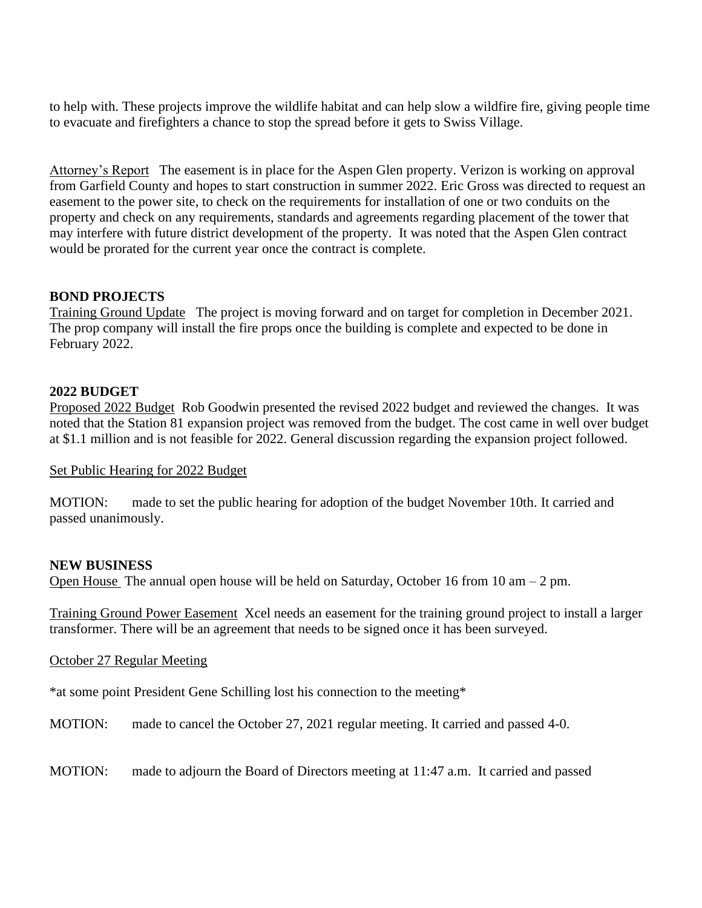to help with. These projects improve the wildlife habitat and can help slow a wildfire fire, giving people time to evacuate and firefighters a chance to stop the spread before it gets to Swiss Village.

Attorney's Report   The easement is in place for the Aspen Glen property. Verizon is working on approval from Garfield County and hopes to start construction in summer 2022. Eric Gross was directed to request an easement to the power site, to check on the requirements for installation of one or two conduits on the property and check on any requirements, standards and agreements regarding placement of the tower that may interfere with future district development of the property. It was noted that the Aspen Glen contract would be prorated for the current year once the contract is complete.

**BOND PROJECTS**

Training Ground Update   The project is moving forward and on target for completion in December 2021. The prop company will install the fire props once the building is complete and expected to be done in February 2022.

**2022 BUDGET**

Proposed 2022 Budget  Rob Goodwin presented the revised 2022 budget and reviewed the changes. It was noted that the Station 81 expansion project was removed from the budget. The cost came in well over budget at $1.1 million and is not feasible for 2022. General discussion regarding the expansion project followed.

Set Public Hearing for 2022 Budget

MOTION:    made to set the public hearing for adoption of the budget November 10th. It carried and passed unanimously.

**NEW BUSINESS**

Open House  The annual open house will be held on Saturday, October 16 from 10 am – 2 pm.

Training Ground Power Easement  Xcel needs an easement for the training ground project to install a larger transformer. There will be an agreement that needs to be signed once it has been surveyed.

October 27 Regular Meeting

*at some point President Gene Schilling lost his connection to the meeting*

MOTION:    made to cancel the October 27, 2021 regular meeting. It carried and passed 4-0.

MOTION:    made to adjourn the Board of Directors meeting at 11:47 a.m. It carried and passed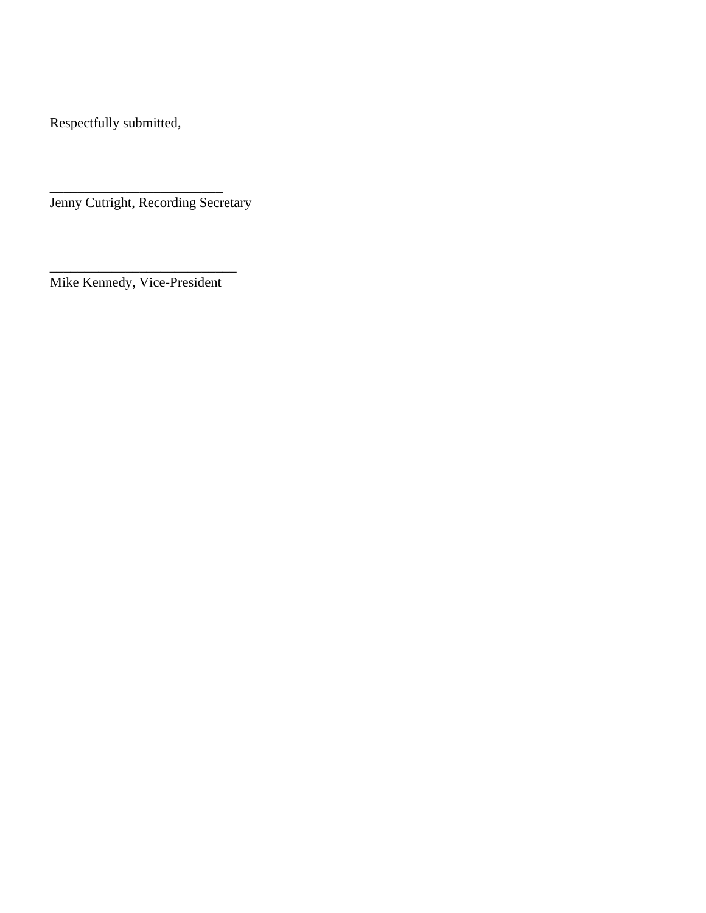Respectfully submitted,

_________________________
Jenny Cutright, Recording Secretary

___________________________
Mike Kennedy, Vice-President